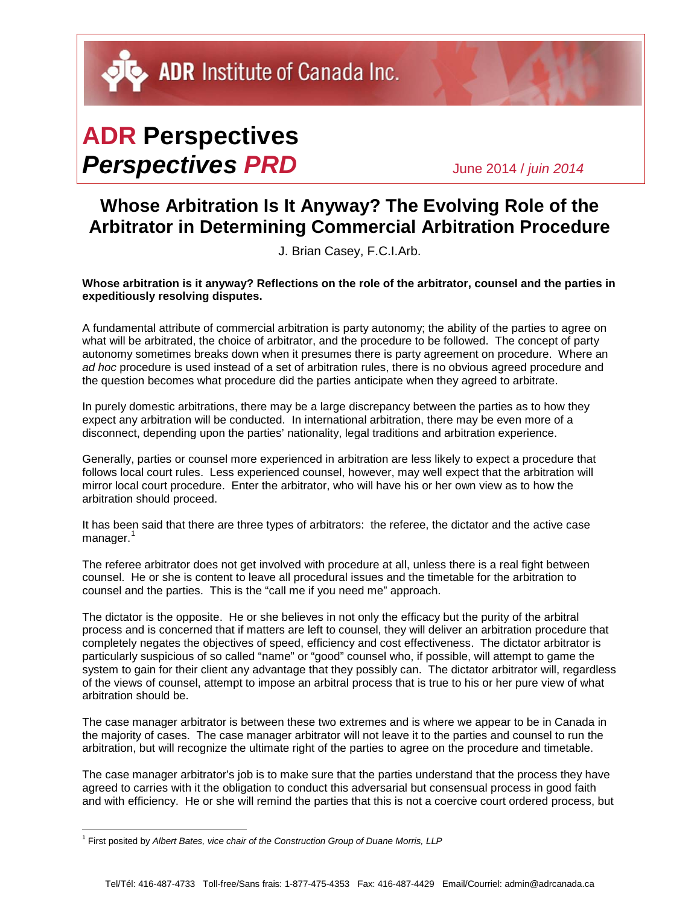ADR Institute of Canada Inc.

# ADR Perspectives *Perspectives PRD*

June 2014 / *juin 2014*

## Whose Arbitration Is It Anyway? The Evolving Role of the Arbitrator in Determining Commercial Arbitration Procedure

J. Brian Casey, F.C.I.Arb.

**Whose arbitration is it anyway? Reflections on the role of the arbitrator, counsel and the parties in expeditiously resolving disputes.**

A fundamental attribute of commercial arbitration is party autonomy; the ability of the parties to agree on what will be arbitrated, the choice of arbitrator, and the procedure to be followed. The concept of party autonomy sometimes breaks down when it presumes there is party agreement on procedure. Where an *ad hoc* procedure is used instead of a set of arbitration rules, there is no obvious agreed procedure and the question becomes what procedure did the parties anticipate when they agreed to arbitrate.

In purely domestic arbitrations, there may be a large discrepancy between the parties as to how they expect any arbitration will be conducted. In international arbitration, there may be even more of a disconnect, depending upon the parties' nationality, legal traditions and arbitration experience.

Generally, parties or counsel more experienced in arbitration are less likely to expect a procedure that follows local court rules. Less experienced counsel, however, may well expect that the arbitration will mirror local court procedure. Enter the arbitrator, who will have his or her own view as to how the arbitration should proceed.

It has been said that there are three types of arbitrators: the referee, the dictator and the active case manager.[1]

The referee arbitrator does not get involved with procedure at all, unless there is a real fight between counsel. He or she is content to leave all procedural issues and the timetable for the arbitration to counsel and the parties. This is the "call me if you need me" approach.

The dictator is the opposite. He or she believes in not only the efficacy but the purity of the arbitral process and is concerned that if matters are left to counsel, they will deliver an arbitration procedure that completely negates the objectives of speed, efficiency and cost effectiveness. The dictator arbitrator is particularly suspicious of so called "name" or "good" counsel who, if possible, will attempt to game the system to gain for their client any advantage that they possibly can. The dictator arbitrator will, regardless of the views of counsel, attempt to impose an arbitral process that is true to his or her pure view of what arbitration should be.

The case manager arbitrator is between these two extremes and is where we appear to be in Canada in the majority of cases. The case manager arbitrator will not leave it to the parties and counsel to run the arbitration, but will recognize the ultimate right of the parties to agree on the procedure and timetable.

The case manager arbitrator's job is to make sure that the parties understand that the process they have agreed to carries with it the obligation to conduct this adversarial but consensual process in good faith and with efficiency. He or she will remind the parties that this is not a coercive court ordered process, but

---

[1] First posited by *Albert Bates, vice chair of the Construction Group of Duane Morris, LLP*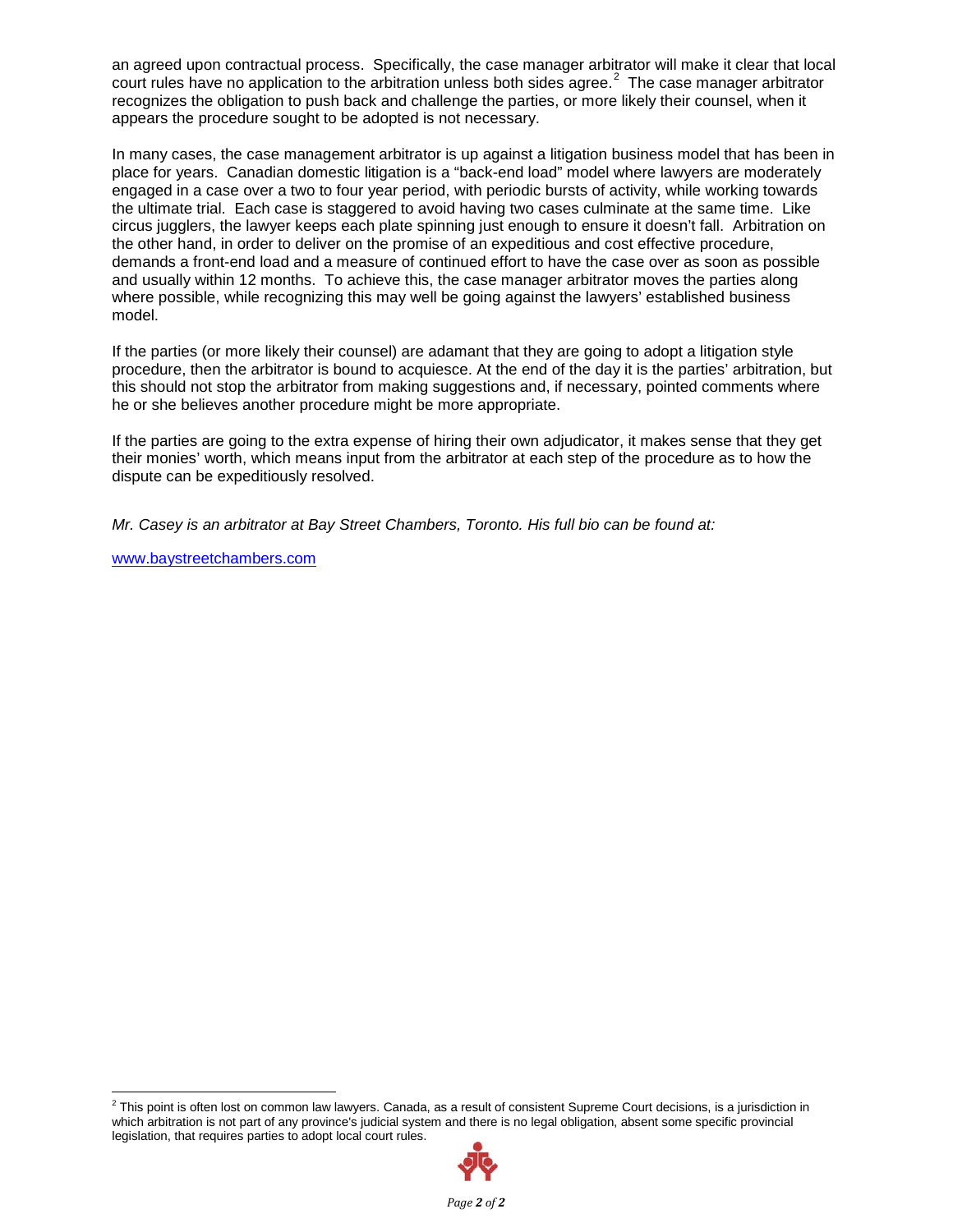an agreed upon contractual process. Specifically, the case manager arbitrator will make it clear that local court rules have no application to the arbitration unless both sides agree.[2] The case manager arbitrator recognizes the obligation to push back and challenge the parties, or more likely their counsel, when it appears the procedure sought to be adopted is not necessary.

In many cases, the case management arbitrator is up against a litigation business model that has been in place for years. Canadian domestic litigation is a "back-end load" model where lawyers are moderately engaged in a case over a two to four year period, with periodic bursts of activity, while working towards the ultimate trial. Each case is staggered to avoid having two cases culminate at the same time. Like circus jugglers, the lawyer keeps each plate spinning just enough to ensure it doesn't fall. Arbitration on the other hand, in order to deliver on the promise of an expeditious and cost effective procedure, demands a front-end load and a measure of continued effort to have the case over as soon as possible and usually within 12 months. To achieve this, the case manager arbitrator moves the parties along where possible, while recognizing this may well be going against the lawyers' established business model.

If the parties (or more likely their counsel) are adamant that they are going to adopt a litigation style procedure, then the arbitrator is bound to acquiesce. At the end of the day it is the parties' arbitration, but this should not stop the arbitrator from making suggestions and, if necessary, pointed comments where he or she believes another procedure might be more appropriate.

If the parties are going to the extra expense of hiring their own adjudicator, it makes sense that they get their monies' worth, which means input from the arbitrator at each step of the procedure as to how the dispute can be expeditiously resolved.

*Mr. Casey is an arbitrator at Bay Street Chambers, Toronto. His full bio can be found at:*

www.baystreetchambers.com

---

[2] This point is often lost on common law lawyers. Canada, as a result of consistent Supreme Court decisions, is a jurisdiction in which arbitration is not part of any province's judicial system and there is no legal obligation, absent some specific provincial legislation, that requires parties to adopt local court rules.